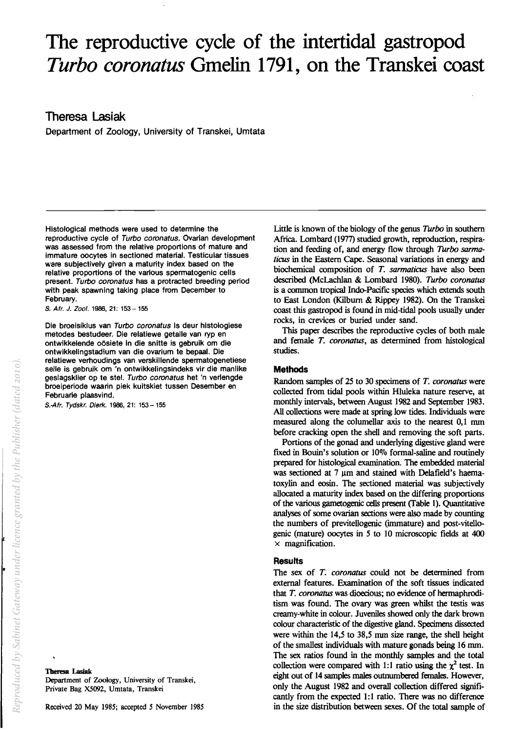# The reproductive cycle of the intertidal gastropod *Turbo coronatus* Gmelin 1791, on the Transkei coast

## Theresa Lasiak

Department of Zoology, University of Transkei, Umtata

Histological methods were used to determine the reproductive cycle of *Turbo coronatus*. Ovarian development was assessed from the relative proportions of mature and immature oocytes in sectioned material. Testicular tissues were subjectively given a maturity index based on the relative proportions of the various spermatogenic cells present. *Turbo coronatus* has a protracted breeding period with peak spawning taking place from December to February.

*S. Afr. J. Zool.* 1986, 21: 153 – 155

Die broeisiklus van *Turbo coronatus* is deur histologiese metodes bestudeer. Die relatiewe getalle van ryp en ontwikkelende oösiete in die snitte is gebruik om die ontwikkelingstadium van die ovarium te bepaal. Die relatiewe verhoudings van verskillende spermatogenetiese selle is gebruik om 'n ontwikkelingsindeks vir die manlike geslagsklier op te stel. *Turbo coronatus* het 'n verlengde broeiperiode waarin piek kuitskiet tussen Desember en Februarie plaasvind.

*S.-Afr. Tydskr. Dierk.* 1986, 21: 153 – 155

**Theresa Lasiak**
Department of Zoology, University of Transkei, Private Bag X5092, Umtata, Transkei

Received 20 May 1985; accepted 5 November 1985

Little is known of the biology of the genus *Turbo* in southern Africa. Lombard (1977) studied growth, reproduction, respiration and feeding of, and energy flow through *Turbo sarmaticus* in the Eastern Cape. Seasonal variations in energy and biochemical composition of *T. sarmaticus* have also been described (McLachlan & Lombard 1980). *Turbo coronatus* is a common tropical Indo-Pacific species which extends south to East London (Kilburn & Rippey 1982). On the Transkei coast this gastropod is found in mid-tidal pools usually under rocks, in crevices or buried under sand.

This paper describes the reproductive cycles of both male and female *T. coronatus*, as determined from histological studies.

### Methods

Random samples of 25 to 30 specimens of *T. coronatus* were collected from tidal pools within Hluleka nature reserve, at monthly intervals, between August 1982 and September 1983. All collections were made at spring low tides. Individuals were measured along the columellar axis to the nearest 0,1 mm before cracking open the shell and removing the soft parts.

Portions of the gonad and underlying digestive gland were fixed in Bouin's solution or 10% formal-saline and routinely prepared for histological examination. The embedded material was sectioned at 7 μm and stained with Delafield's haematoxylin and eosin. The sectioned material was subjectively allocated a maturity index based on the differing proportions of the various gametogenic cells present (Table 1). Quantitative analyses of some ovarian sections were also made by counting the numbers of previtellogenic (immature) and post-vitellogenic (mature) oocytes in 5 to 10 microscopic fields at 400 × magnification.

### Results

The sex of *T. coronatus* could not be determined from external features. Examination of the soft tissues indicated that *T. coronatus* was dioecious; no evidence of hermaphroditism was found. The ovary was green whilst the testis was creamy-white in colour. Juveniles showed only the dark brown colour characteristic of the digestive gland. Specimens dissected were within the 14,5 to 38,5 mm size range, the shell height of the smallest individuals with mature gonads being 16 mm. The sex ratios found in the monthly samples and the total collection were compared with 1:1 ratio using the $\chi^2$ test. In eight out of 14 samples males outnumbered females. However, only the August 1982 and overall collection differed significantly from the expected 1:1 ratio. There was no difference in the size distribution between sexes. Of the total sample of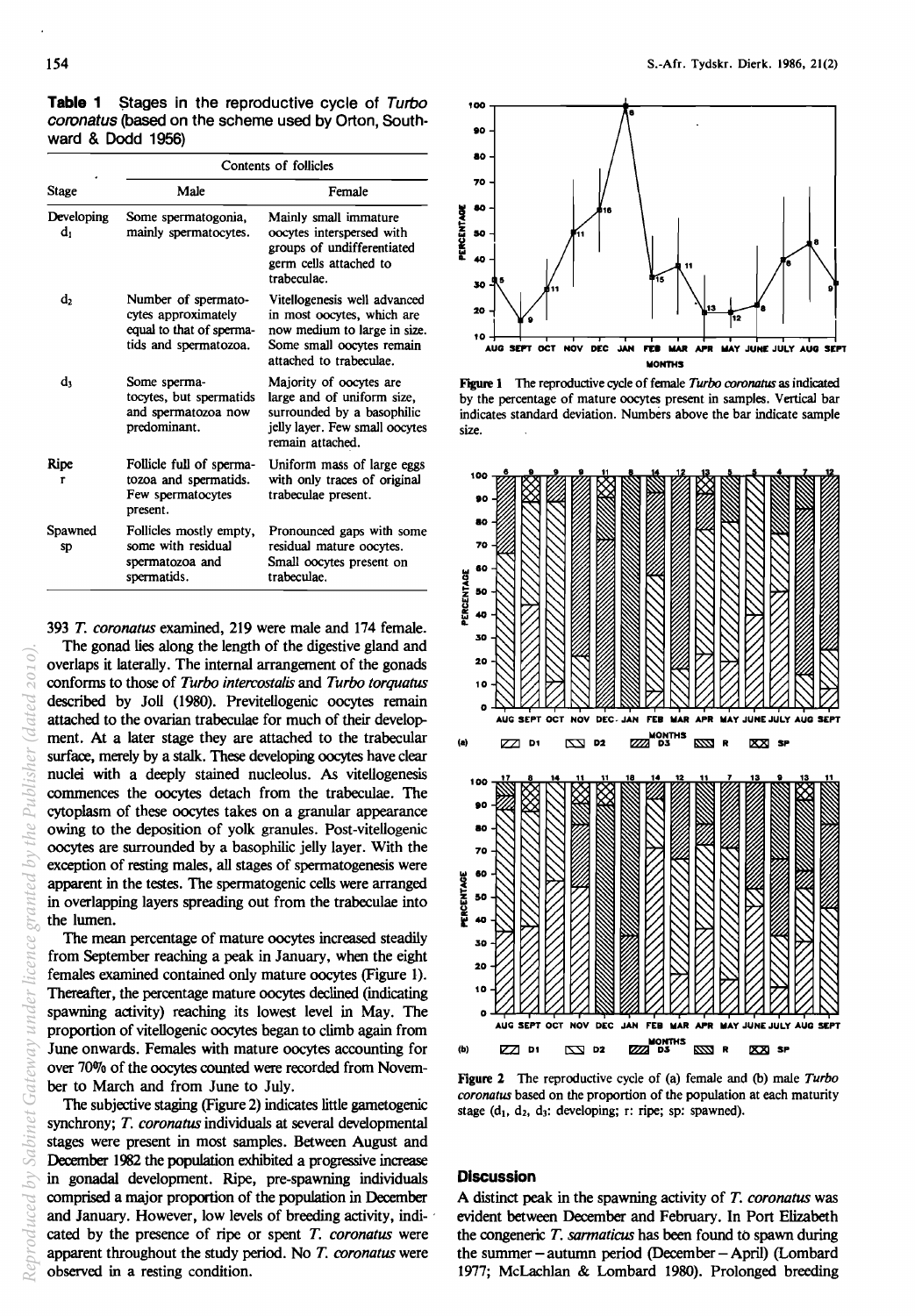**Table 1** Stages in the reproductive cycle of *Turbo coronatus* (based on the scheme used by Orton, Southward & Dodd 1956)

| Stage | Contents of follicles | |
|---|---|---|
| | Male | Female |
| Developing $d_1$ | Some spermatogonia, mainly spermatocytes. | Mainly small immature oocytes interspersed with groups of undifferentiated germ cells attached to trabeculae. |
| $d_2$ | Number of spermatocytes approximately equal to that of spermatids and spermatozoa. | Vitellogenesis well advanced in most oocytes, which are now medium to large in size. Some small oocytes remain attached to trabeculae. |
| $d_3$ | Some spermatocytes, but spermatids and spermatozoa now predominant. | Majority of oocytes are large and of uniform size, surrounded by a basophilic jelly layer. Few small oocytes remain attached. |
| Ripe r | Follicle full of spermatozoa and spermatids. Few spermatocytes present. | Uniform mass of large eggs with only traces of original trabeculae present. |
| Spawned sp | Follicles mostly empty, some with residual spermatozoa and spermatids. | Pronounced gaps with some residual mature oocytes. Small oocytes present on trabeculae. |

393 *T. coronatus* examined, 219 were male and 174 female.

The gonad lies along the length of the digestive gland and overlaps it laterally. The internal arrangement of the gonads conforms to those of *Turbo intercostalis* and *Turbo torquatus* described by Joll (1980). Previtellogenic oocytes remain attached to the ovarian trabeculae for much of their development. At a later stage they are attached to the trabecular surface, merely by a stalk. These developing oocytes have clear nuclei with a deeply stained nucleolus. As vitellogenesis commences the oocytes detach from the trabeculae. The cytoplasm of these oocytes takes on a granular appearance owing to the deposition of yolk granules. Post-vitellogenic oocytes are surrounded by a basophilic jelly layer. With the exception of resting males, all stages of spermatogenesis were apparent in the testes. The spermatogenic cells were arranged in overlapping layers spreading out from the trabeculae into the lumen.

The mean percentage of mature oocytes increased steadily from September reaching a peak in January, when the eight females examined contained only mature oocytes (Figure 1). Thereafter, the percentage mature oocytes declined (indicating spawning activity) reaching its lowest level in May. The proportion of vitellogenic oocytes began to climb again from June onwards. Females with mature oocytes accounting for over 70% of the oocytes counted were recorded from November to March and from June to July.

The subjective staging (Figure 2) indicates little gametogenic synchrony; *T. coronatus* individuals at several developmental stages were present in most samples. Between August and December 1982 the population exhibited a progressive increase in gonadal development. Ripe, pre-spawning individuals comprised a major proportion of the population in December and January. However, low levels of breeding activity, indicated by the presence of ripe or spent *T. coronatus* were apparent throughout the study period. No *T. coronatus* were observed in a resting condition.

**Figure 1** The reproductive cycle of female *Turbo coronatus* as indicated by the percentage of mature oocytes present in samples. Vertical bar indicates standard deviation. Numbers above the bar indicate sample size.

**Figure 2** The reproductive cycle of (a) female and (b) male *Turbo coronatus* based on the proportion of the population at each maturity stage ($d_1$, $d_2$, $d_3$: developing; r: ripe; sp: spawned).

## Discussion

A distinct peak in the spawning activity of *T. coronatus* was evident between December and February. In Port Elizabeth the congeneric *T. sarmaticus* has been found to spawn during the summer – autumn period (December – April) (Lombard 1977; McLachlan & Lombard 1980). Prolonged breeding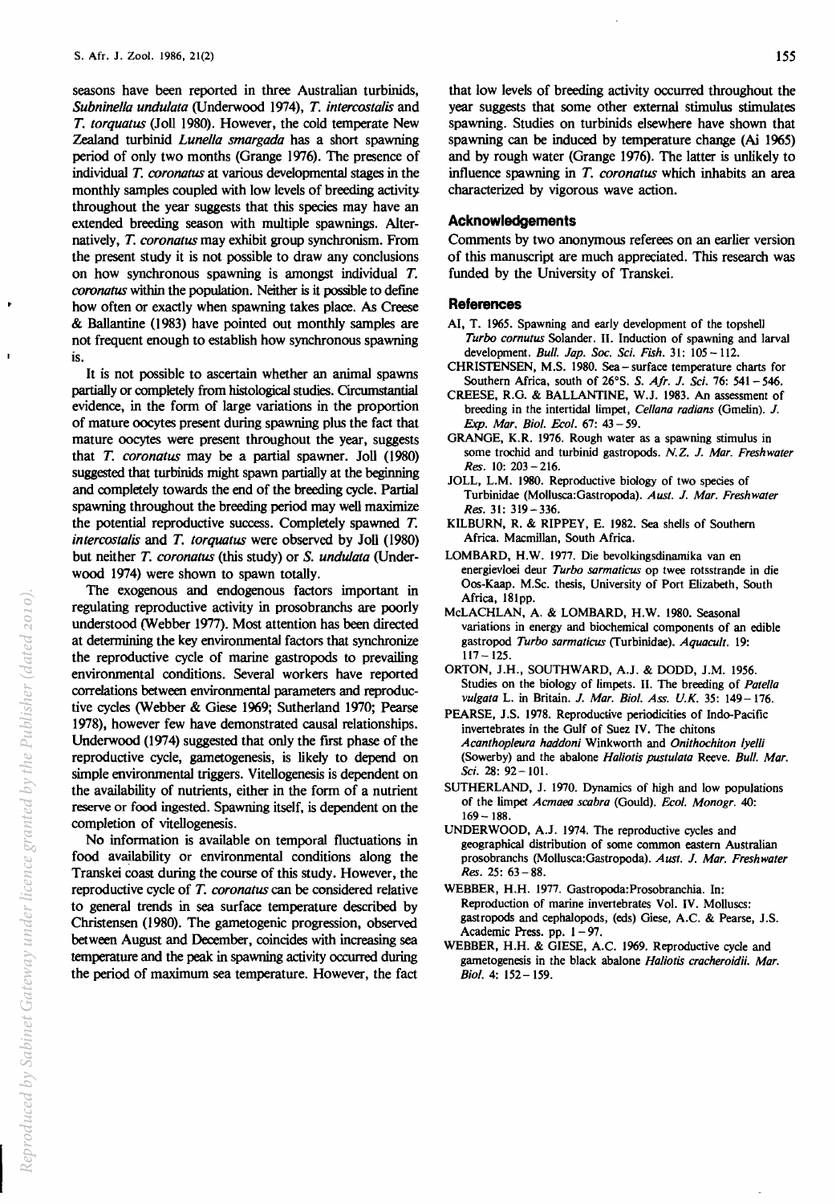seasons have been reported in three Australian turbinids, *Subninella undulata* (Underwood 1974), *T. intercostalis* and *T. torquatus* (Joll 1980). However, the cold temperate New Zealand turbinid *Lunella smargada* has a short spawning period of only two months (Grange 1976). The presence of individual *T. coronatus* at various developmental stages in the monthly samples coupled with low levels of breeding activity throughout the year suggests that this species may have an extended breeding season with multiple spawnings. Alternatively, *T. coronatus* may exhibit group synchronism. From the present study it is not possible to draw any conclusions on how synchronous spawning is amongst individual *T. coronatus* within the population. Neither is it possible to define how often or exactly when spawning takes place. As Creese & Ballantine (1983) have pointed out monthly samples are not frequent enough to establish how synchronous spawning is.

It is not possible to ascertain whether an animal spawns partially or completely from histological studies. Circumstantial evidence, in the form of large variations in the proportion of mature oocytes present during spawning plus the fact that mature oocytes were present throughout the year, suggests that *T. coronatus* may be a partial spawner. Joll (1980) suggested that turbinids might spawn partially at the beginning and completely towards the end of the breeding cycle. Partial spawning throughout the breeding period may well maximize the potential reproductive success. Completely spawned *T. intercostalis* and *T. torquatus* were observed by Joll (1980) but neither *T. coronatus* (this study) or *S. undulata* (Underwood 1974) were shown to spawn totally.

The exogenous and endogenous factors important in regulating reproductive activity in prosobranchs are poorly understood (Webber 1977). Most attention has been directed at determining the key environmental factors that synchronize the reproductive cycle of marine gastropods to prevailing environmental conditions. Several workers have reported correlations between environmental parameters and reproductive cycles (Webber & Giese 1969; Sutherland 1970; Pearse 1978), however few have demonstrated causal relationships. Underwood (1974) suggested that only the first phase of the reproductive cycle, gametogenesis, is likely to depend on simple environmental triggers. Vitellogenesis is dependent on the availability of nutrients, either in the form of a nutrient reserve or food ingested. Spawning itself, is dependent on the completion of vitellogenesis.

No information is available on temporal fluctuations in food availability or environmental conditions along the Transkei coast during the course of this study. However, the reproductive cycle of *T. coronatus* can be considered relative to general trends in sea surface temperature described by Christensen (1980). The gametogenic progression, observed between August and December, coincides with increasing sea temperature and the peak in spawning activity occurred during the period of maximum sea temperature. However, the fact that low levels of breeding activity occurred throughout the year suggests that some other external stimulus stimulates spawning. Studies on turbinids elsewhere have shown that spawning can be induced by temperature change (Ai 1965) and by rough water (Grange 1976). The latter is unlikely to influence spawning in *T. coronatus* which inhabits an area characterized by vigorous wave action.

## Acknowledgements

Comments by two anonymous referees on an earlier version of this manuscript are much appreciated. This research was funded by the University of Transkei.

## References

AI, T. 1965. Spawning and early development of the topshell *Turbo cornutus* Solander. II. Induction of spawning and larval development. *Bull. Jap. Soc. Sci. Fish.* 31: 105–112.

CHRISTENSEN, M.S. 1980. Sea-surface temperature charts for Southern Africa, south of 26°S. *S. Afr. J. Sci.* 76: 541–546.

CREESE, R.G. & BALLANTINE, W.J. 1983. An assessment of breeding in the intertidal limpet, *Cellana radians* (Gmelin). *J. Exp. Mar. Biol. Ecol.* 67: 43–59.

GRANGE, K.R. 1976. Rough water as a spawning stimulus in some trochid and turbinid gastropods. *N.Z. J. Mar. Freshwater Res.* 10: 203–216.

JOLL, L.M. 1980. Reproductive biology of two species of Turbinidae (Mollusca:Gastropoda). *Aust. J. Mar. Freshwater Res.* 31: 319–336.

KILBURN, R. & RIPPEY, E. 1982. Sea shells of Southern Africa. Macmillan, South Africa.

LOMBARD, H.W. 1977. Die bevolkingsdinamika van en energievloei deur *Turbo sarmaticus* op twee rotsstrande in die Oos-Kaap. M.Sc. thesis, University of Port Elizabeth, South Africa, 181pp.

McLACHLAN, A. & LOMBARD, H.W. 1980. Seasonal variations in energy and biochemical components of an edible gastropod *Turbo sarmaticus* (Turbinidae). *Aquacult.* 19: 117–125.

ORTON, J.H., SOUTHWARD, A.J. & DODD, J.M. 1956. Studies on the biology of limpets. II. The breeding of *Patella vulgata* L. in Britain. *J. Mar. Biol. Ass. U.K.* 35: 149–176.

PEARSE, J.S. 1978. Reproductive periodicities of Indo-Pacific invertebrates in the Gulf of Suez IV. The chitons *Acanthopleura haddoni* Winkworth and *Onithochiton lyelli* (Sowerby) and the abalone *Haliotis pustulata* Reeve. *Bull. Mar. Sci.* 28: 92–101.

SUTHERLAND, J. 1970. Dynamics of high and low populations of the limpet *Acmaea scabra* (Gould). *Ecol. Monogr.* 40: 169–188.

UNDERWOOD, A.J. 1974. The reproductive cycles and geographical distribution of some common eastern Australian prosobranchs (Mollusca:Gastropoda). *Aust. J. Mar. Freshwater Res.* 25: 63–88.

WEBBER, H.H. 1977. Gastropoda:Prosobranchia. In: Reproduction of marine invertebrates Vol. IV. Molluscs: gastropods and cephalopods, (eds) Giese, A.C. & Pearse, J.S. Academic Press. pp. 1–97.

WEBBER, H.H. & GIESE, A.C. 1969. Reproductive cycle and gametogenesis in the black abalone *Haliotis cracheroidii*. *Mar. Biol.* 4: 152–159.